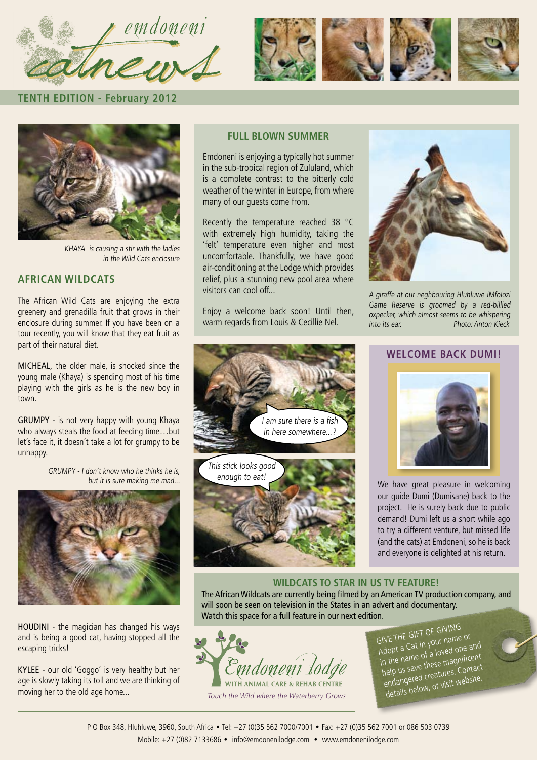# emdoneni catnews

**TENTH EDITION - February 2012**

*KHAYA is causing a stir with the ladies in the Wild Cats enclosure*

## AFRICAN WILDCATS

The African Wild Cats are enjoying the extra greenery and grenadilla fruit that grows in their enclosure during summer. If you have been on a tour recently, you will know that they eat fruit as part of their natural diet.

MICHEAL, the older male, is shocked since the young male (Khaya) is spending most of his time playing with the girls as he is the new boy in town.

GRUMPY - is not very happy with young Khaya who always steals the food at feeding time…but let's face it, it doesn't take a lot for grumpy to be unhappy.

*GRUMPY - I don't know who he thinks he is, but it is sure making me mad...*

HOUDINI - the magician has changed his ways and is being a good cat, having stopped all the escaping tricks!

KYLEE - our old 'Goggo' is very healthy but her age is slowly taking its toll and we are thinking of moving her to the old age home...

## FULL BLOWN SUMMER

Emdoneni is enjoying a typically hot summer in the sub-tropical region of Zululand, which is a complete contrast to the bitterly cold weather of the winter in Europe, from where many of our guests come from.

Recently the temperature reached 38 °C with extremely high humidity, taking the 'felt' temperature even higher and most uncomfortable. Thankfully, we have good air-conditioning at the Lodge which provides relief, plus a stunning new pool area where visitors can cool off...

Enjoy a welcome back soon! Until then, warm regards from Louis & Cecillie Nel.

*A giraffe at our neghbouring Hluhluwe-iMfolozi Game Reserve is groomed by a red-billled oxpecker, which almost seems to be whispering into its ear. Photo: Anton Kieck*

I am sure there is a fish in here somewhere...?

This stick looks good enough to eat!

## WELCOME BACK DUMI!

We have great pleasure in welcoming our guide Dumi (Dumisane) back to the project. He is surely back due to public demand! Dumi left us a short while ago to try a different venture, but missed life (and the cats) at Emdoneni, so he is back and everyone is delighted at his return.

## WILDCATS TO STAR IN US TV FEATURE!

The African Wildcats are currently being filmed by an American TV production company, and will soon be seen on television in the States in an advert and documentary. Watch this space for a full feature in our next edition.

Emdoneni Lodge
WITH ANIMAL CARE & REHAB CENTRE
*Touch the Wild where the Waterberry Grows*

GIVE THE GIFT OF GIVING
Adopt a Cat in your name or in the name of a loved one and help us save these magnificent endangered creatures. Contact details below, or visit website.

P O Box 348, Hluhluwe, 3960, South Africa • Tel: +27 (0)35 562 7000/7001 • Fax: +27 (0)35 562 7001 or 086 503 0739
Mobile: +27 (0)82 7133686 • info@emdonenilodge.com • www.emdonenilodge.com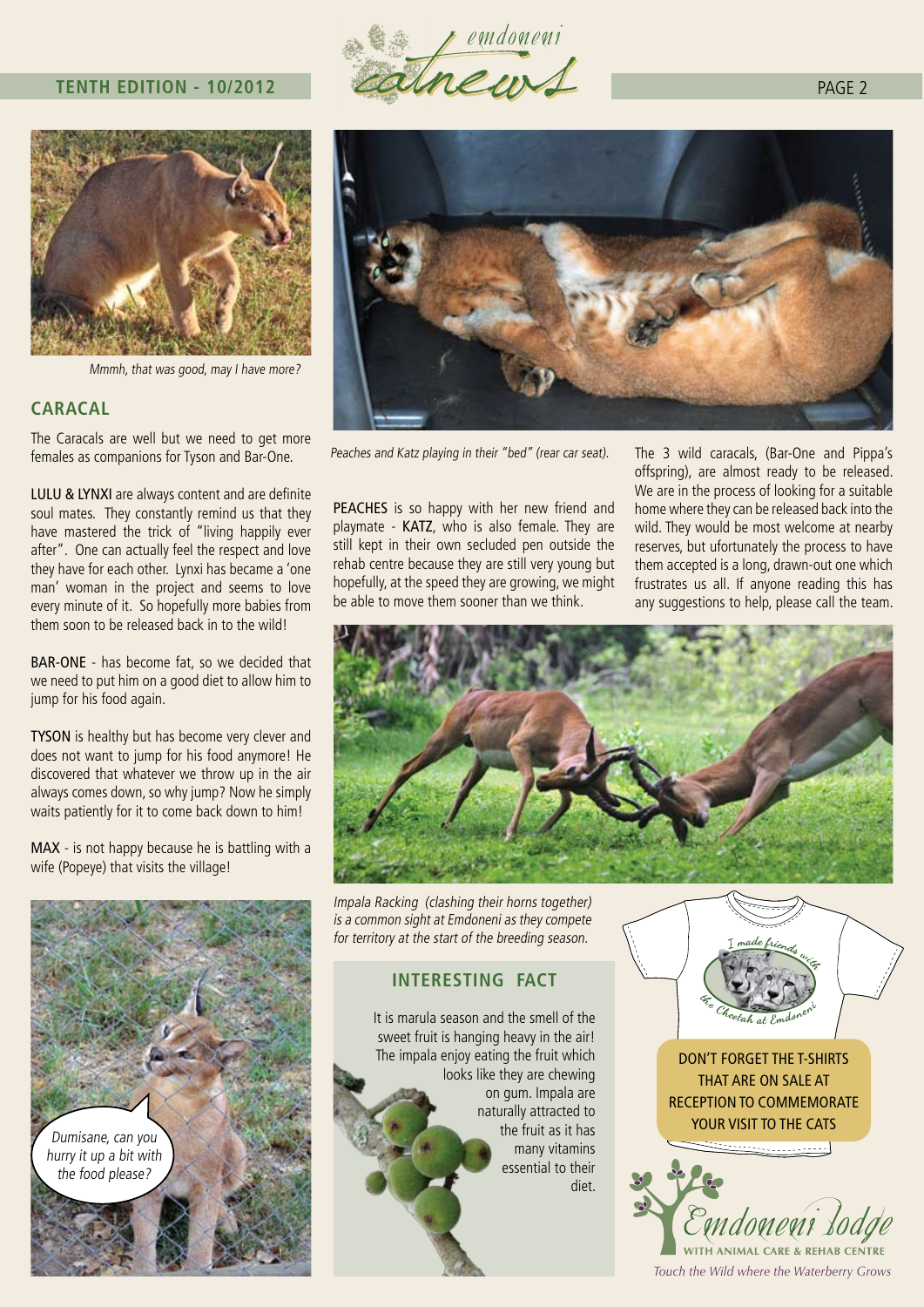*Mmmh, that was good, may I have more?*

## CARACAL

The Caracals are well but we need to get more females as companions for Tyson and Bar-One.

**LULU & LYNXI** are always content and are definite soul mates. They constantly remind us that they have mastered the trick of "living happily ever after". One can actually feel the respect and love they have for each other. Lynxi has became a 'one man' woman in the project and seems to love every minute of it. So hopefully more babies from them soon to be released back in to the wild!

**BAR-ONE** - has become fat, so we decided that we need to put him on a good diet to allow him to jump for his food again.

**TYSON** is healthy but has become very clever and does not want to jump for his food anymore! He discovered that whatever we throw up in the air always comes down, so why jump? Now he simply waits patiently for it to come back down to him!

**MAX** - is not happy because he is battling with a wife (Popeye) that visits the village!

*Dumisane, can you hurry it up a bit with the food please?*

*Peaches and Katz playing in their "bed" (rear car seat).*

**PEACHES** is so happy with her new friend and playmate - **KATZ**, who is also female. They are still kept in their own secluded pen outside the rehab centre because they are still very young but hopefully, at the speed they are growing, we might be able to move them sooner than we think.

The 3 wild caracals, (Bar-One and Pippa's offspring), are almost ready to be released. We are in the process of looking for a suitable home where they can be released back into the wild. They would be most welcome at nearby reserves, but ufortunately the process to have them accepted is a long, drawn-out one which frustrates us all. If anyone reading this has any suggestions to help, please call the team.

*Impala Racking (clashing their horns together) is a common sight at Emdoneni as they compete for territory at the start of the breeding season.*

### INTERESTING FACT

It is marula season and the smell of the sweet fruit is hanging heavy in the air! The impala enjoy eating the fruit which looks like they are chewing on gum. Impala are naturally attracted to the fruit as it has many vitamins essential to their diet.

*I made friends with the Cheetah at Emdoneni*

DON'T FORGET THE T-SHIRTS THAT ARE ON SALE AT RECEPTION TO COMMEMORATE YOUR VISIT TO THE CATS

Emdoneni Lodge
WITH ANIMAL CARE & REHAB CENTRE

*Touch the Wild where the Waterberry Grows*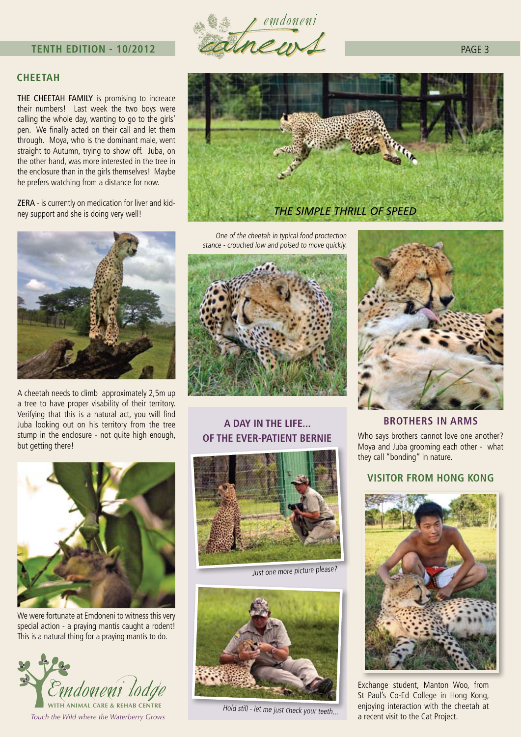## CHEETAH

THE CHEETAH FAMILY is promising to increace their numbers! Last week the two boys were calling the whole day, wanting to go to the girls' pen. We finally acted on their call and let them through. Moya, who is the dominant male, went straight to Autumn, trying to show off. Juba, on the other hand, was more interested in the tree in the enclosure than in the girls themselves! Maybe he prefers watching from a distance for now.

ZERA - is currently on medication for liver and kidney support and she is doing very well!

A cheetah needs to climb approximately 2,5m up a tree to have proper visability of their territory. Verifying that this is a natural act, you will find Juba looking out on his territory from the tree stump in the enclosure - not quite high enough, but getting there!

We were fortunate at Emdoneni to witness this very special action - a praying mantis caught a rodent! This is a natural thing for a praying mantis to do.

*THE SIMPLE THRILL OF SPEED*

*One of the cheetah in typical food proctection stance - crouched low and poised to move quickly.*

## A DAY IN THE LIFE... OF THE EVER-PATIENT BERNIE

*Just one more picture please?*

*Hold still - let me just check your teeth...*

## BROTHERS IN ARMS

Who says brothers cannot love one another? Moya and Juba grooming each other - what they call "bonding" in nature.

## VISITOR FROM HONG KONG

Exchange student, Manton Woo, from St Paul's Co-Ed College in Hong Kong, enjoying interaction with the cheetah at a recent visit to the Cat Project.

Emdoneni lodge WITH ANIMAL CARE & REHAB CENTRE

*Touch the Wild where the Waterberry Grows*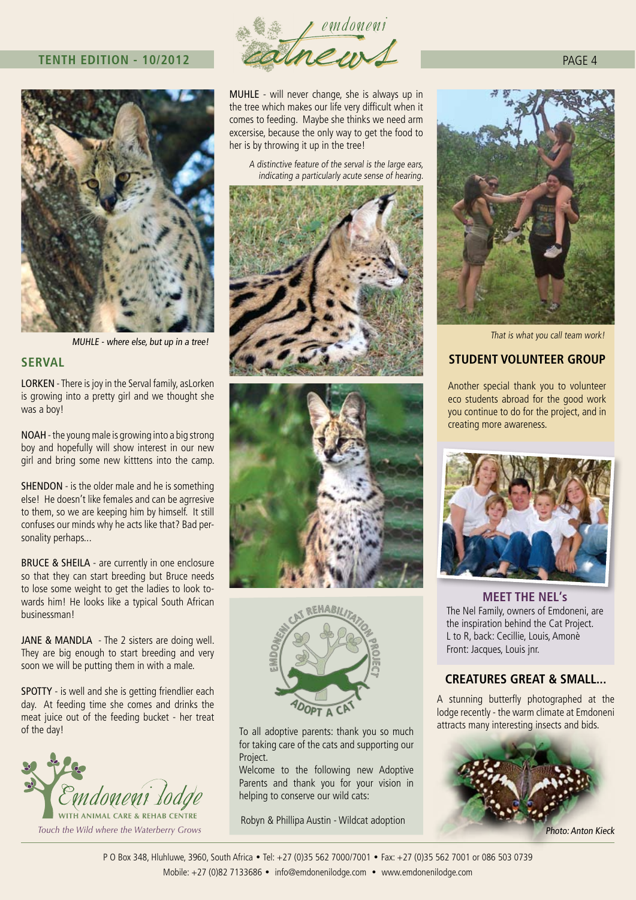*MUHLE - where else, but up in a tree!*

## SERVAL

LORKEN - There is joy in the Serval family, asLorken is growing into a pretty girl and we thought she was a boy!

NOAH - the young male is growing into a big strong boy and hopefully will show interest in our new girl and bring some new kitttens into the camp.

SHENDON - is the older male and he is something else! He doesn't like females and can be agrresive to them, so we are keeping him by himself. It still confuses our minds why he acts like that? Bad personality perhaps...

BRUCE & SHEILA - are currently in one enclosure so that they can start breeding but Bruce needs to lose some weight to get the ladies to look towards him! He looks like a typical South African businessman!

JANE & MANDLA - The 2 sisters are doing well. They are big enough to start breeding and very soon we will be putting them in with a male.

SPOTTY - is well and she is getting friendlier each day. At feeding time she comes and drinks the meat juice out of the feeding bucket - her treat of the day!

Emdoneni lodge
WITH ANIMAL CARE & REHAB CENTRE
*Touch the Wild where the Waterberry Grows*

MUHLE - will never change, she is always up in the tree which makes our life very difficult when it comes to feeding. Maybe she thinks we need arm excersise, because the only way to get the food to her is by throwing it up in the tree!

*A distinctive feature of the serval is the large ears, indicating a particularly acute sense of hearing.*

EMDONENI CAT REHABILITATION PROJECT
ADOPT A CAT

To all adoptive parents: thank you so much for taking care of the cats and supporting our Project.
Welcome to the following new Adoptive Parents and thank you for your vision in helping to conserve our wild cats:

Robyn & Phillipa Austin - Wildcat adoption

*That is what you call team work!*

## STUDENT VOLUNTEER GROUP

Another special thank you to volunteer eco students abroad for the good work you continue to do for the project, and in creating more awareness.

## MEET THE NEL's

The Nel Family, owners of Emdoneni, are the inspiration behind the Cat Project.
L to R, back: Cecillie, Louis, Amonè
Front: Jacques, Louis jnr.

## CREATURES GREAT & SMALL...

A stunning butterfly photographed at the lodge recently - the warm climate at Emdoneni attracts many interesting insects and bids.

*Photo: Anton Kieck*

P O Box 348, Hluhluwe, 3960, South Africa • Tel: +27 (0)35 562 7000/7001 • Fax: +27 (0)35 562 7001 or 086 503 0739
Mobile: +27 (0)82 7133686 • info@emdonenilodge.com • www.emdonenilodge.com